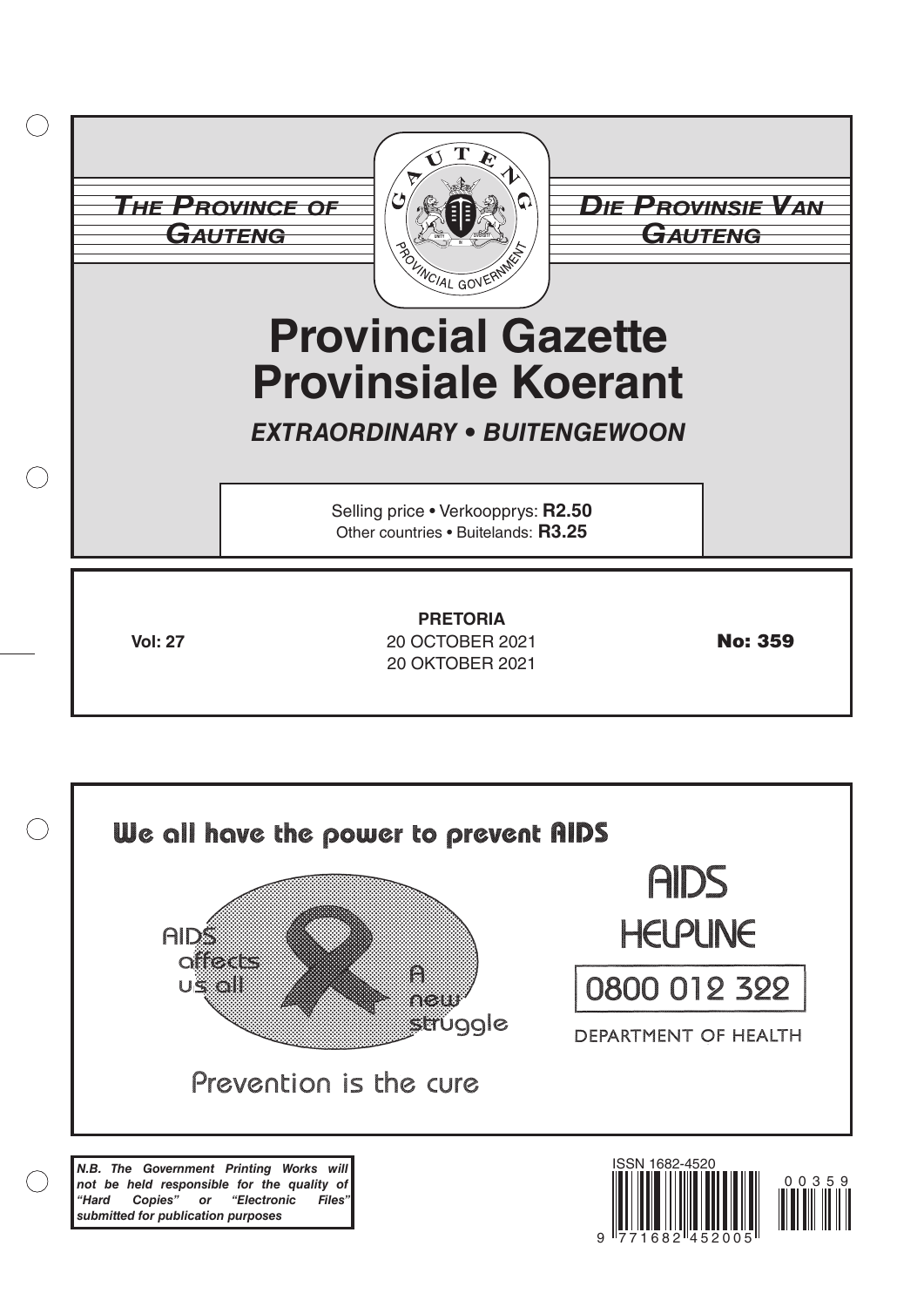**THE PROVINCE OF GAUTENG**

**DIE PROVINSIE VAN GAUTENG**

# Provincial Gazette
# Provinsiale Koerant

***EXTRAORDINARY • BUITENGEWOON***

Selling price • Verkoopprys: **R2.50**
Other countries • Buitelands: **R3.25**

**Vol: 27**

**PRETORIA**
20 OCTOBER 2021
20 OKTOBER 2021

**No: 359**

**We all have the power to prevent AIDS**

AIDS affects us all

A new struggle

Prevention is the cure

AIDS HELPLINE

0800 012 322

DEPARTMENT OF HEALTH

***N.B. The Government Printing Works will not be held responsible for the quality of "Hard Copies" or "Electronic Files" submitted for publication purposes***

ISSN 1682-4520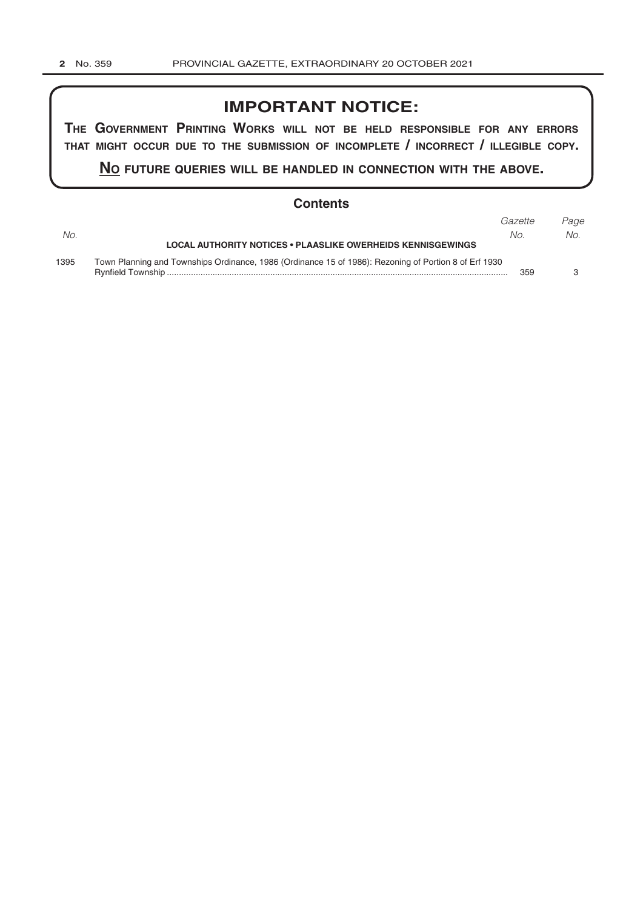## IMPORTANT NOTICE:

**THE GOVERNMENT PRINTING WORKS WILL NOT BE HELD RESPONSIBLE FOR ANY ERRORS THAT MIGHT OCCUR DUE TO THE SUBMISSION OF INCOMPLETE / INCORRECT / ILLEGIBLE COPY.**

**NO FUTURE QUERIES WILL BE HANDLED IN CONNECTION WITH THE ABOVE.**

## Contents

| *No.* | | *Gazette No.* | *Page No.* |
|---|---|---|---|
| | **LOCAL AUTHORITY NOTICES • PLAASLIKE OWERHEIDS KENNISGEWINGS** | | |
| 1395 | Town Planning and Townships Ordinance, 1986 (Ordinance 15 of 1986): Rezoning of Portion 8 of Erf 1930 Rynfield Township | 359 | 3 |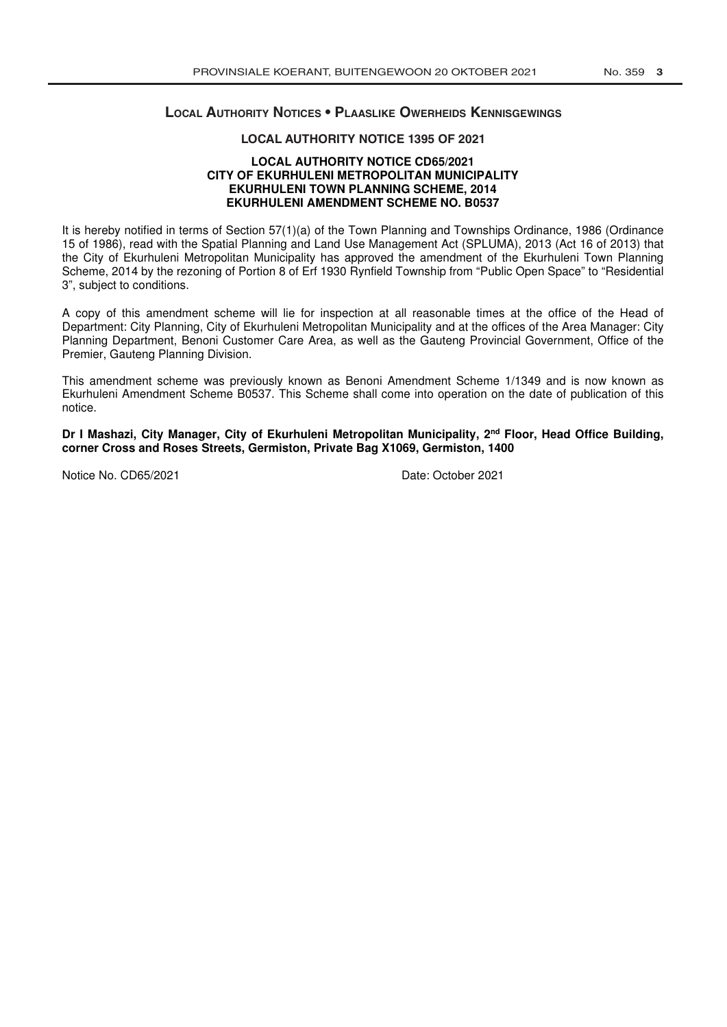## Local Authority Notices • Plaaslike Owerheids Kennisgewings

### LOCAL AUTHORITY NOTICE 1395 OF 2021

**LOCAL AUTHORITY NOTICE CD65/2021**
**CITY OF EKURHULENI METROPOLITAN MUNICIPALITY**
**EKURHULENI TOWN PLANNING SCHEME, 2014**
**EKURHULENI AMENDMENT SCHEME NO. B0537**

It is hereby notified in terms of Section 57(1)(a) of the Town Planning and Townships Ordinance, 1986 (Ordinance 15 of 1986), read with the Spatial Planning and Land Use Management Act (SPLUMA), 2013 (Act 16 of 2013) that the City of Ekurhuleni Metropolitan Municipality has approved the amendment of the Ekurhuleni Town Planning Scheme, 2014 by the rezoning of Portion 8 of Erf 1930 Rynfield Township from "Public Open Space" to "Residential 3", subject to conditions.

A copy of this amendment scheme will lie for inspection at all reasonable times at the office of the Head of Department: City Planning, City of Ekurhuleni Metropolitan Municipality and at the offices of the Area Manager: City Planning Department, Benoni Customer Care Area, as well as the Gauteng Provincial Government, Office of the Premier, Gauteng Planning Division.

This amendment scheme was previously known as Benoni Amendment Scheme 1/1349 and is now known as Ekurhuleni Amendment Scheme B0537. This Scheme shall come into operation on the date of publication of this notice.

**Dr I Mashazi, City Manager, City of Ekurhuleni Metropolitan Municipality, 2nd Floor, Head Office Building, corner Cross and Roses Streets, Germiston, Private Bag X1069, Germiston, 1400**

Notice No. CD65/2021 Date: October 2021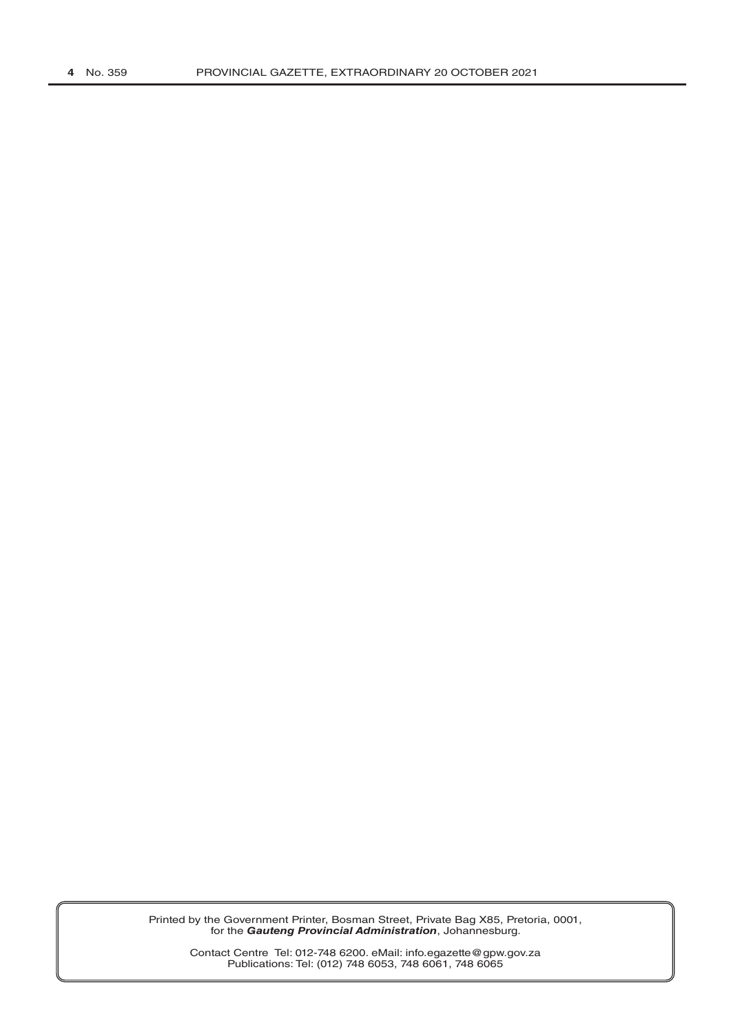Printed by the Government Printer, Bosman Street, Private Bag X85, Pretoria, 0001, for the ***Gauteng Provincial Administration***, Johannesburg.

Contact Centre Tel: 012-748 6200. eMail: info.egazette@gpw.gov.za
Publications: Tel: (012) 748 6053, 748 6061, 748 6065